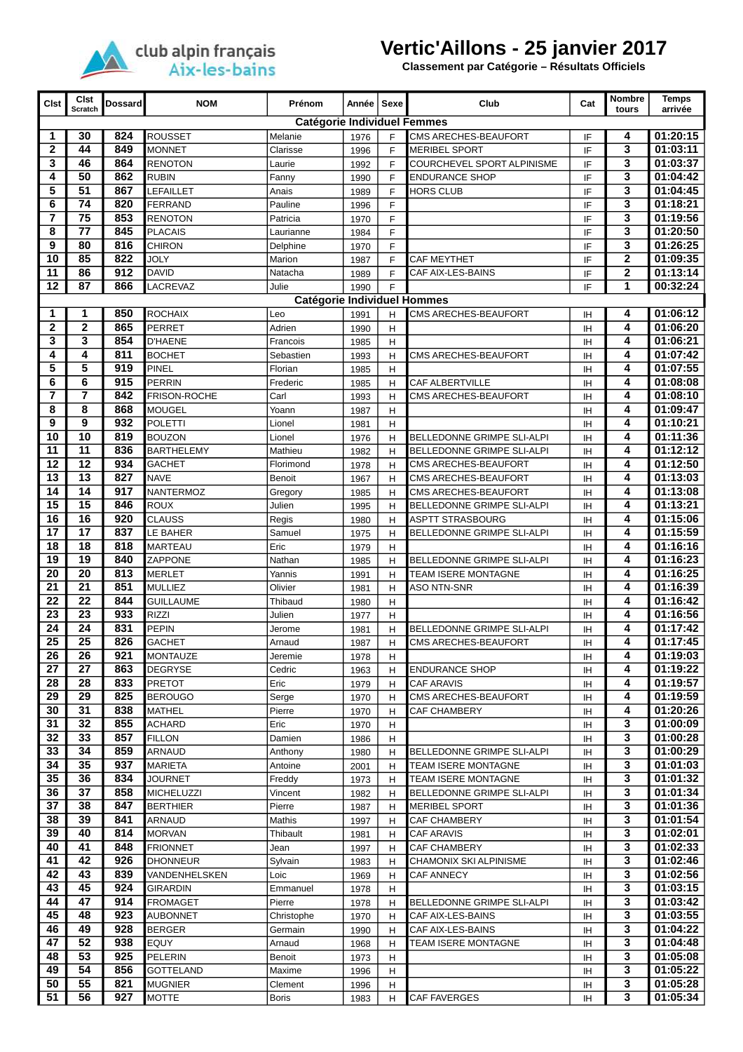club alpin français
Aix-les-bains

# Vertic'Aillons - 25 janvier 2017

**Classement par Catégorie – Résultats Officiels**

| Clst | Clst Scratch | Dossard | NOM | Prénom | Année | Sexe | Club | Cat | Nombre tours | Temps arrivée |
|---|---|---|---|---|---|---|---|---|---|---|
| **Catégorie Individuel Femmes** | | | | | | | | | | |
| 1 | 30 | 824 | ROUSSET | Melanie | 1976 | F | CMS ARECHES-BEAUFORT | IF | 4 | 01:20:15 |
| 2 | 44 | 849 | MONNET | Clarisse | 1996 | F | MERIBEL SPORT | IF | 3 | 01:03:11 |
| 3 | 46 | 864 | RENOTON | Laurie | 1992 | F | COURCHEVEL SPORT ALPINISME | IF | 3 | 01:03:37 |
| 4 | 50 | 862 | RUBIN | Fanny | 1990 | F | ENDURANCE SHOP | IF | 3 | 01:04:42 |
| 5 | 51 | 867 | LEFAILLET | Anais | 1989 | F | HORS CLUB | IF | 3 | 01:04:45 |
| 6 | 74 | 820 | FERRAND | Pauline | 1996 | F | | IF | 3 | 01:18:21 |
| 7 | 75 | 853 | RENOTON | Patricia | 1970 | F | | IF | 3 | 01:19:56 |
| 8 | 77 | 845 | PLACAIS | Laurianne | 1984 | F | | IF | 3 | 01:20:50 |
| 9 | 80 | 816 | CHIRON | Delphine | 1970 | F | | IF | 3 | 01:26:25 |
| 10 | 85 | 822 | JOLY | Marion | 1987 | F | CAF MEYTHET | IF | 2 | 01:09:35 |
| 11 | 86 | 912 | DAVID | Natacha | 1989 | F | CAF AIX-LES-BAINS | IF | 2 | 01:13:14 |
| 12 | 87 | 866 | LACREVAZ | Julie | 1990 | F | | IF | 1 | 00:32:24 |
| **Catégorie Individuel Hommes** | | | | | | | | | | |
| 1 | 1 | 850 | ROCHAIX | Leo | 1991 | H | CMS ARECHES-BEAUFORT | IH | 4 | 01:06:12 |
| 2 | 2 | 865 | PERRET | Adrien | 1990 | H | | IH | 4 | 01:06:20 |
| 3 | 3 | 854 | D'HAENE | Francois | 1985 | H | | IH | 4 | 01:06:21 |
| 4 | 4 | 811 | BOCHET | Sebastien | 1993 | H | CMS ARECHES-BEAUFORT | IH | 4 | 01:07:42 |
| 5 | 5 | 919 | PINEL | Florian | 1985 | H | | IH | 4 | 01:07:55 |
| 6 | 6 | 915 | PERRIN | Frederic | 1985 | H | CAF ALBERTVILLE | IH | 4 | 01:08:08 |
| 7 | 7 | 842 | FRISON-ROCHE | Carl | 1993 | H | CMS ARECHES-BEAUFORT | IH | 4 | 01:08:10 |
| 8 | 8 | 868 | MOUGEL | Yoann | 1987 | H | | IH | 4 | 01:09:47 |
| 9 | 9 | 932 | POLETTI | Lionel | 1981 | H | | IH | 4 | 01:10:21 |
| 10 | 10 | 819 | BOUZON | Lionel | 1976 | H | BELLEDONNE GRIMPE SLI-ALPI | IH | 4 | 01:11:36 |
| 11 | 11 | 836 | BARTHELEMY | Mathieu | 1982 | H | BELLEDONNE GRIMPE SLI-ALPI | IH | 4 | 01:12:12 |
| 12 | 12 | 934 | GACHET | Florimond | 1978 | H | CMS ARECHES-BEAUFORT | IH | 4 | 01:12:50 |
| 13 | 13 | 827 | NAVE | Benoit | 1967 | H | CMS ARECHES-BEAUFORT | IH | 4 | 01:13:03 |
| 14 | 14 | 917 | NANTERMOZ | Gregory | 1985 | H | CMS ARECHES-BEAUFORT | IH | 4 | 01:13:08 |
| 15 | 15 | 846 | ROUX | Julien | 1995 | H | BELLEDONNE GRIMPE SLI-ALPI | IH | 4 | 01:13:21 |
| 16 | 16 | 920 | CLAUSS | Regis | 1980 | H | ASPTT STRASBOURG | IH | 4 | 01:15:06 |
| 17 | 17 | 837 | LE BAHER | Samuel | 1975 | H | BELLEDONNE GRIMPE SLI-ALPI | IH | 4 | 01:15:59 |
| 18 | 18 | 818 | MARTEAU | Eric | 1979 | H | | IH | 4 | 01:16:16 |
| 19 | 19 | 840 | ZAPPONE | Nathan | 1985 | H | BELLEDONNE GRIMPE SLI-ALPI | IH | 4 | 01:16:23 |
| 20 | 20 | 813 | MERLET | Yannis | 1991 | H | TEAM ISERE MONTAGNE | IH | 4 | 01:16:25 |
| 21 | 21 | 851 | MULLIEZ | Olivier | 1981 | H | ASO NTN-SNR | IH | 4 | 01:16:39 |
| 22 | 22 | 844 | GUILLAUME | Thibaud | 1980 | H | | IH | 4 | 01:16:42 |
| 23 | 23 | 933 | RIZZI | Julien | 1977 | H | | IH | 4 | 01:16:56 |
| 24 | 24 | 831 | PEPIN | Jerome | 1981 | H | BELLEDONNE GRIMPE SLI-ALPI | IH | 4 | 01:17:42 |
| 25 | 25 | 826 | GACHET | Arnaud | 1987 | H | CMS ARECHES-BEAUFORT | IH | 4 | 01:17:45 |
| 26 | 26 | 921 | MONTAUZE | Jeremie | 1978 | H | | IH | 4 | 01:19:03 |
| 27 | 27 | 863 | DEGRYSE | Cedric | 1963 | H | ENDURANCE SHOP | IH | 4 | 01:19:22 |
| 28 | 28 | 833 | PRETOT | Eric | 1979 | H | CAF ARAVIS | IH | 4 | 01:19:57 |
| 29 | 29 | 825 | BEROUGO | Serge | 1970 | H | CMS ARECHES-BEAUFORT | IH | 4 | 01:19:59 |
| 30 | 31 | 838 | MATHEL | Pierre | 1970 | H | CAF CHAMBERY | IH | 4 | 01:20:26 |
| 31 | 32 | 855 | ACHARD | Eric | 1970 | H | | IH | 3 | 01:00:09 |
| 32 | 33 | 857 | FILLON | Damien | 1986 | H | | IH | 3 | 01:00:28 |
| 33 | 34 | 859 | ARNAUD | Anthony | 1980 | H | BELLEDONNE GRIMPE SLI-ALPI | IH | 3 | 01:00:29 |
| 34 | 35 | 937 | MARIETA | Antoine | 2001 | H | TEAM ISERE MONTAGNE | IH | 3 | 01:01:03 |
| 35 | 36 | 834 | JOURNET | Freddy | 1973 | H | TEAM ISERE MONTAGNE | IH | 3 | 01:01:32 |
| 36 | 37 | 858 | MICHELUZZI | Vincent | 1982 | H | BELLEDONNE GRIMPE SLI-ALPI | IH | 3 | 01:01:34 |
| 37 | 38 | 847 | BERTHIER | Pierre | 1987 | H | MERIBEL SPORT | IH | 3 | 01:01:36 |
| 38 | 39 | 841 | ARNAUD | Mathis | 1997 | H | CAF CHAMBERY | IH | 3 | 01:01:54 |
| 39 | 40 | 814 | MORVAN | Thibault | 1981 | H | CAF ARAVIS | IH | 3 | 01:02:01 |
| 40 | 41 | 848 | FRIONNET | Jean | 1997 | H | CAF CHAMBERY | IH | 3 | 01:02:33 |
| 41 | 42 | 926 | DHONNEUR | Sylvain | 1983 | H | CHAMONIX SKI ALPINISME | IH | 3 | 01:02:46 |
| 42 | 43 | 839 | VANDENHELSKEN | Loic | 1969 | H | CAF ANNECY | IH | 3 | 01:02:56 |
| 43 | 45 | 924 | GIRARDIN | Emmanuel | 1978 | H | | IH | 3 | 01:03:15 |
| 44 | 47 | 914 | FROMAGET | Pierre | 1978 | H | BELLEDONNE GRIMPE SLI-ALPI | IH | 3 | 01:03:42 |
| 45 | 48 | 923 | AUBONNET | Christophe | 1970 | H | CAF AIX-LES-BAINS | IH | 3 | 01:03:55 |
| 46 | 49 | 928 | BERGER | Germain | 1990 | H | CAF AIX-LES-BAINS | IH | 3 | 01:04:22 |
| 47 | 52 | 938 | EQUY | Arnaud | 1968 | H | TEAM ISERE MONTAGNE | IH | 3 | 01:04:48 |
| 48 | 53 | 925 | PELERIN | Benoit | 1973 | H | | IH | 3 | 01:05:08 |
| 49 | 54 | 856 | GOTTELAND | Maxime | 1996 | H | | IH | 3 | 01:05:22 |
| 50 | 55 | 821 | MUGNIER | Clement | 1996 | H | | IH | 3 | 01:05:28 |
| 51 | 56 | 927 | MOTTE | Boris | 1983 | H | CAF FAVERGES | IH | 3 | 01:05:34 |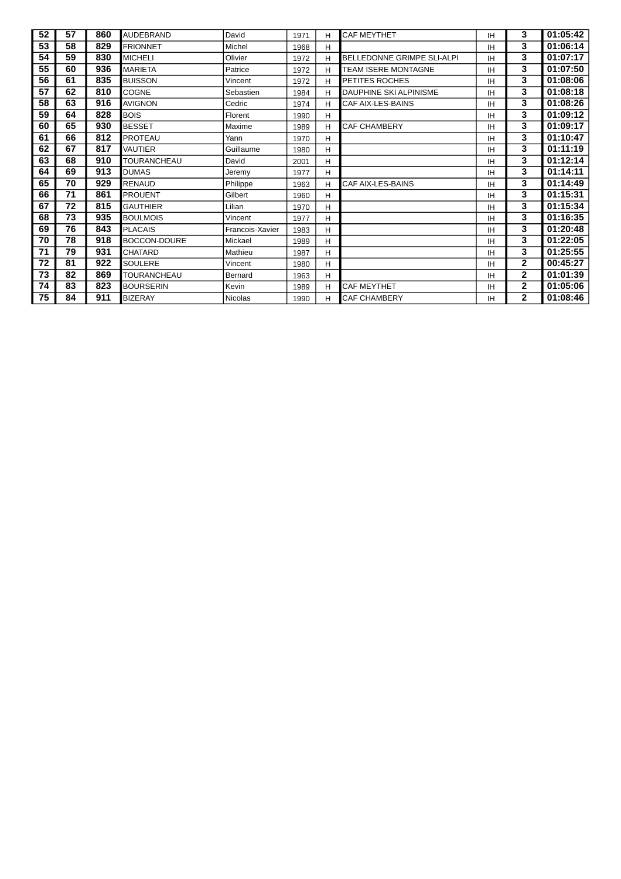| | | | | | | | | | | |
|---|---|---|---|---|---|---|---|---|---|---|
| 52 | 57 | 860 | AUDEBRAND | David | 1971 | H | CAF MEYTHET | IH | 3 | 01:05:42 |
| 53 | 58 | 829 | FRIONNET | Michel | 1968 | H | | IH | 3 | 01:06:14 |
| 54 | 59 | 830 | MICHELI | Olivier | 1972 | H | BELLEDONNE GRIMPE SLI-ALPI | IH | 3 | 01:07:17 |
| 55 | 60 | 936 | MARIETA | Patrice | 1972 | H | TEAM ISERE MONTAGNE | IH | 3 | 01:07:50 |
| 56 | 61 | 835 | BUISSON | Vincent | 1972 | H | PETITES ROCHES | IH | 3 | 01:08:06 |
| 57 | 62 | 810 | COGNE | Sebastien | 1984 | H | DAUPHINE SKI ALPINISME | IH | 3 | 01:08:18 |
| 58 | 63 | 916 | AVIGNON | Cedric | 1974 | H | CAF AIX-LES-BAINS | IH | 3 | 01:08:26 |
| 59 | 64 | 828 | BOIS | Florent | 1990 | H | | IH | 3 | 01:09:12 |
| 60 | 65 | 930 | BESSET | Maxime | 1989 | H | CAF CHAMBERY | IH | 3 | 01:09:17 |
| 61 | 66 | 812 | PROTEAU | Yann | 1970 | H | | IH | 3 | 01:10:47 |
| 62 | 67 | 817 | VAUTIER | Guillaume | 1980 | H | | IH | 3 | 01:11:19 |
| 63 | 68 | 910 | TOURANCHEAU | David | 2001 | H | | IH | 3 | 01:12:14 |
| 64 | 69 | 913 | DUMAS | Jeremy | 1977 | H | | IH | 3 | 01:14:11 |
| 65 | 70 | 929 | RENAUD | Philippe | 1963 | H | CAF AIX-LES-BAINS | IH | 3 | 01:14:49 |
| 66 | 71 | 861 | PROUENT | Gilbert | 1960 | H | | IH | 3 | 01:15:31 |
| 67 | 72 | 815 | GAUTHIER | Lilian | 1970 | H | | IH | 3 | 01:15:34 |
| 68 | 73 | 935 | BOULMOIS | Vincent | 1977 | H | | IH | 3 | 01:16:35 |
| 69 | 76 | 843 | PLACAIS | Francois-Xavier | 1983 | H | | IH | 3 | 01:20:48 |
| 70 | 78 | 918 | BOCCON-DOURE | Mickael | 1989 | H | | IH | 3 | 01:22:05 |
| 71 | 79 | 931 | CHATARD | Mathieu | 1987 | H | | IH | 3 | 01:25:55 |
| 72 | 81 | 922 | SOULERE | Vincent | 1980 | H | | IH | 2 | 00:45:27 |
| 73 | 82 | 869 | TOURANCHEAU | Bernard | 1963 | H | | IH | 2 | 01:01:39 |
| 74 | 83 | 823 | BOURSERIN | Kevin | 1989 | H | CAF MEYTHET | IH | 2 | 01:05:06 |
| 75 | 84 | 911 | BIZERAY | Nicolas | 1990 | H | CAF CHAMBERY | IH | 2 | 01:08:46 |